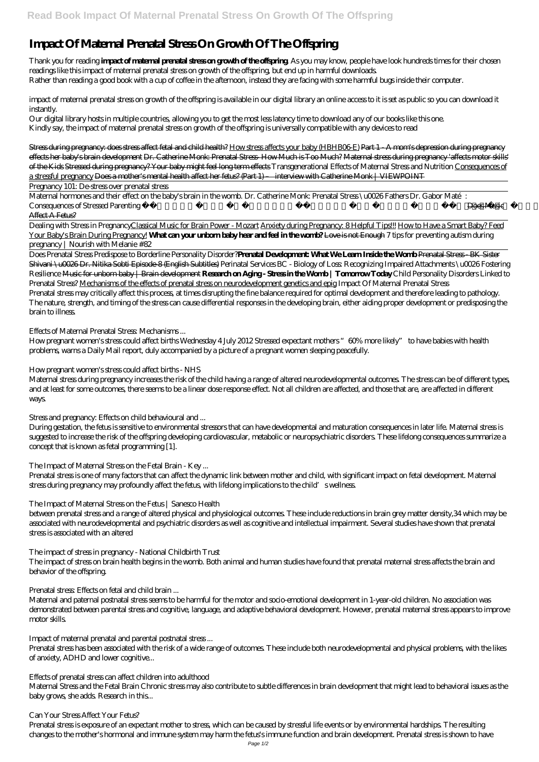# Impact Of Maternal Prenatal Stress On Growth Of The Offspring

Thank you for reading **impact of maternal prenatal stress on growth of the offspring**. As you may know, people have look hundreds times for their chosen readings like this impact of maternal prenatal stress on growth of the offspring, but end up in harmful downloads.
Rather than reading a good book with a cup of coffee in the afternoon, instead they are facing with some harmful bugs inside their computer.

impact of maternal prenatal stress on growth of the offspring is available in our digital library an online access to it is set as public so you can download it instantly.
Our digital library hosts in multiple countries, allowing you to get the most less latency time to download any of our books like this one.
Kindly say, the impact of maternal prenatal stress on growth of the offspring is universally compatible with any devices to read

Stress during pregnancy: does stress affect fetal and child health? How stress affects your baby (HBHB06-E) Part 1 - A mom's depression during pregnancy effects her baby's brain development Dr. Catherine Monk: Prenatal Stress- How Much is Too Much? Maternal stress during pregnancy 'affects motor skills' of the Kids Stressed during pregnancy? Your baby might feel long term effects *Transgenerational Effects of Maternal Stress and Nutrition* Consequences of a stressful pregnancy Does a mother's mental health affect her fetus? (Part 1) – interview with Catherine Monk | VIEWPOINT

Pregnancy 101: De-stress over prenatal stress

Maternal hormones and their effect on the baby's brain in the womb. Dr. Catherine Monk: Prenatal Stress \u0026 Fathers Dr. Gabor Maté: *Consequences of Stressed Parenting* Does Music Affect A Fetus?

Dealing with Stress in PregnancyClassical Music for Brain Power - Mozart Anxiety during Pregnancy: 8 Helpful Tips!!! How to Have a Smart Baby? Feed Your Baby's Brain During Pregnancy! **What can your unborn baby hear and feel in the womb?** Love is not Enough *7 tips for preventing autism during pregnancy | Nourish with Melanie #82*

Does Prenatal Stress Predispose to Borderline Personality Disorder?**Prenatal Development: What We Learn Inside the Womb** Prenatal Stress - BK Sister Shivani \u0026 Dr. Nitika Sobti Episode-8 (English Subtitles) *Perinatal Services BC - Biology of Loss: Recognizing Impaired Attachments \u0026 Fostering Resilience* Music for unborn baby | Brain development **Research on Aging - Stress in the Womb | Tomorrow Today** *Child Personality Disorders Linked to Prenatal Stress?* Mechanisms of the effects of prenatal stress on neurodevelopment genetics and epig *Impact Of Maternal Prenatal Stress*
Prenatal stress may critically affect this process, at times disrupting the fine balance required for optimal development and therefore leading to pathology. The nature, strength, and timing of the stress can cause differential responses in the developing brain, either aiding proper development or predisposing the brain to illness.

*Effects of Maternal Prenatal Stress: Mechanisms ...*

How pregnant women's stress could affect births Wednesday 4 July 2012 Stressed expectant mothers "60% more likely" to have babies with health problems, warns a Daily Mail report, duly accompanied by a picture of a pregnant women sleeping peacefully.

*How pregnant women's stress could affect births - NHS*

Maternal stress during pregnancy increases the risk of the child having a range of altered neurodevelopmental outcomes. The stress can be of different types, and at least for some outcomes, there seems to be a linear dose response effect. Not all children are affected, and those that are, are affected in different ways.

*Stress and pregnancy: Effects on child behavioural and ...*

During gestation, the fetus is sensitive to environmental stressors that can have developmental and maturation consequences in later life. Maternal stress is suggested to increase the risk of the offspring developing cardiovascular, metabolic or neuropsychiatric disorders. These lifelong consequences summarize a concept that is known as fetal programming [1].

*The Impact of Maternal Stress on the Fetal Brain - Key ...*

Prenatal stress is one of many factors that can affect the dynamic link between mother and child, with significant impact on fetal development. Maternal stress during pregnancy may profoundly affect the fetus, with lifelong implications to the child's wellness.

*The Impact of Maternal Stress on the Fetus | Sanesco Health*

between prenatal stress and a range of altered physical and physiological outcomes. These include reductions in brain grey matter density,34 which may be associated with neurodevelopmental and psychiatric disorders as well as cognitive and intellectual impairment. Several studies have shown that prenatal stress is associated with an altered

*The impact of stress in pregnancy - National Childbirth Trust*

The impact of stress on brain health begins in the womb. Both animal and human studies have found that prenatal maternal stress affects the brain and behavior of the offspring.

*Prenatal stress: Effects on fetal and child brain ...*

Maternal and paternal postnatal stress seems to be harmful for the motor and socio-emotional development in 1-year-old children. No association was demonstrated between parental stress and cognitive, language, and adaptive behavioral development. However, prenatal maternal stress appears to improve motor skills.

*Impact of maternal prenatal and parental postnatal stress ...*

Prenatal stress has been associated with the risk of a wide range of outcomes. These include both neurodevelopmental and physical problems, with the likes of anxiety, ADHD and lower cognitive...

*Effects of prenatal stress can affect children into adulthood*

Maternal Stress and the Fetal Brain Chronic stress may also contribute to subtle differences in brain development that might lead to behavioral issues as the baby grows, she adds. Research in this...

*Can Your Stress Affect Your Fetus?*

Prenatal stress is exposure of an expectant mother to stress, which can be caused by stressful life events or by environmental hardships. The resulting changes to the mother's hormonal and immune system may harm the fetus's immune function and brain development. Prenatal stress is shown to have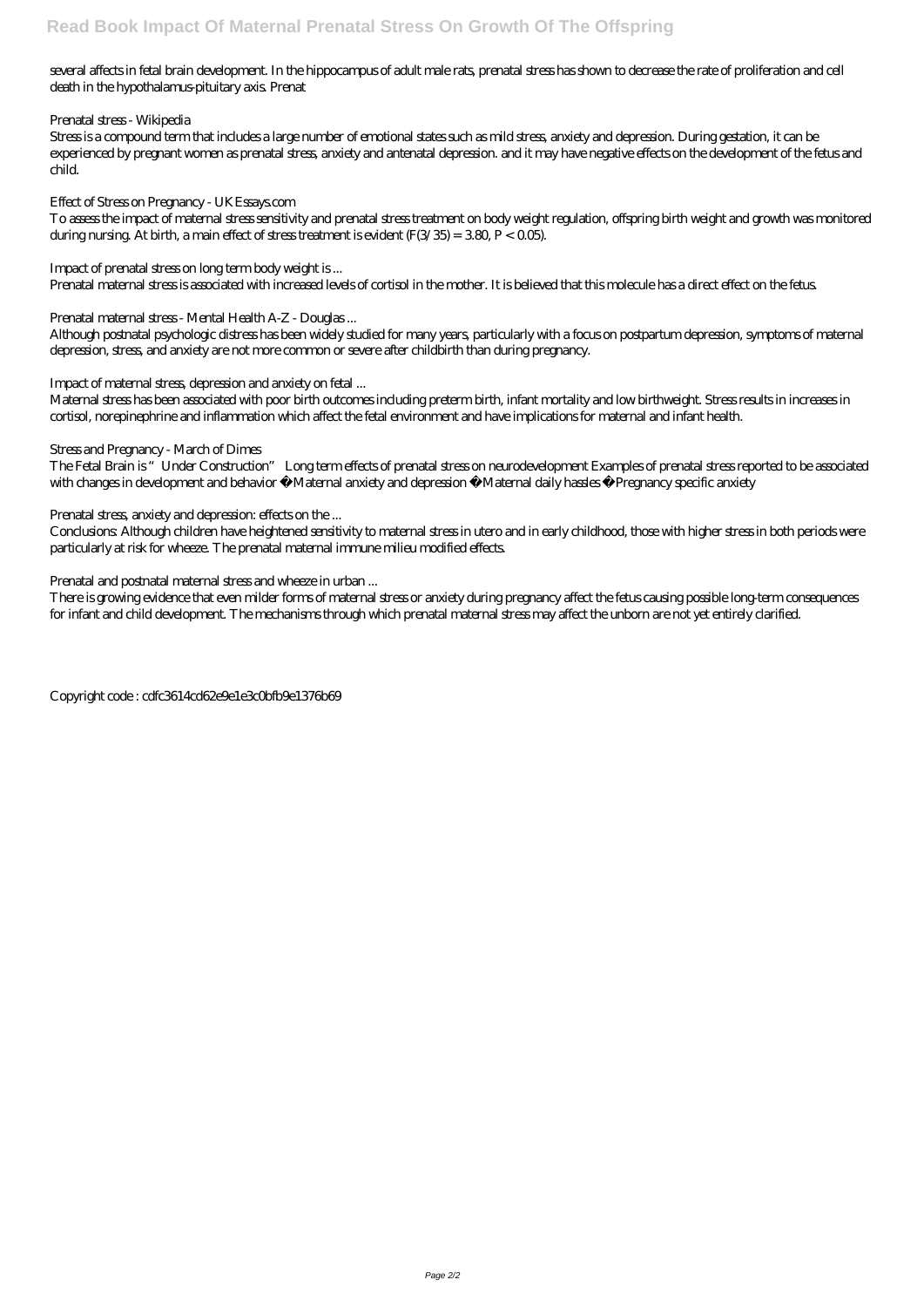several affects in fetal brain development. In the hippocampus of adult male rats, prenatal stress has shown to decrease the rate of proliferation and cell death in the hypothalamus-pituitary axis. Prenat

*Prenatal stress - Wikipedia*

Stress is a compound term that includes a large number of emotional states such as mild stress, anxiety and depression. During gestation, it can be experienced by pregnant women as prenatal stress, anxiety and antenatal depression. and it may have negative effects on the development of the fetus and child.

*Effect of Stress on Pregnancy - UKEssays.com*

To assess the impact of maternal stress sensitivity and prenatal stress treatment on body weight regulation, offspring birth weight and growth was monitored during nursing. At birth, a main effect of stress treatment is evident ($F(3/35) = 3.80$, $P < 0.05$).

*Impact of prenatal stress on long term body weight is ...*

Prenatal maternal stress is associated with increased levels of cortisol in the mother. It is believed that this molecule has a direct effect on the fetus.

*Prenatal maternal stress - Mental Health A-Z - Douglas ...*

Although postnatal psychologic distress has been widely studied for many years, particularly with a focus on postpartum depression, symptoms of maternal depression, stress, and anxiety are not more common or severe after childbirth than during pregnancy.

*Impact of maternal stress, depression and anxiety on fetal ...*

Maternal stress has been associated with poor birth outcomes including preterm birth, infant mortality and low birthweight. Stress results in increases in cortisol, norepinephrine and inflammation which affect the fetal environment and have implications for maternal and infant health.

*Stress and Pregnancy - March of Dimes*

The Fetal Brain is "Under Construction" Long term effects of prenatal stress on neurodevelopment Examples of prenatal stress reported to be associated with changes in development and behavior • Maternal anxiety and depression • Maternal daily hassles • Pregnancy specific anxiety

*Prenatal stress, anxiety and depression: effects on the ...*

Conclusions: Although children have heightened sensitivity to maternal stress in utero and in early childhood, those with higher stress in both periods were particularly at risk for wheeze. The prenatal maternal immune milieu modified effects.

*Prenatal and postnatal maternal stress and wheeze in urban ...*

There is growing evidence that even milder forms of maternal stress or anxiety during pregnancy affect the fetus causing possible long-term consequences for infant and child development. The mechanisms through which prenatal maternal stress may affect the unborn are not yet entirely clarified.

Copyright code : cdfc3614cd62e9e1e3c0bfb9e1376b69